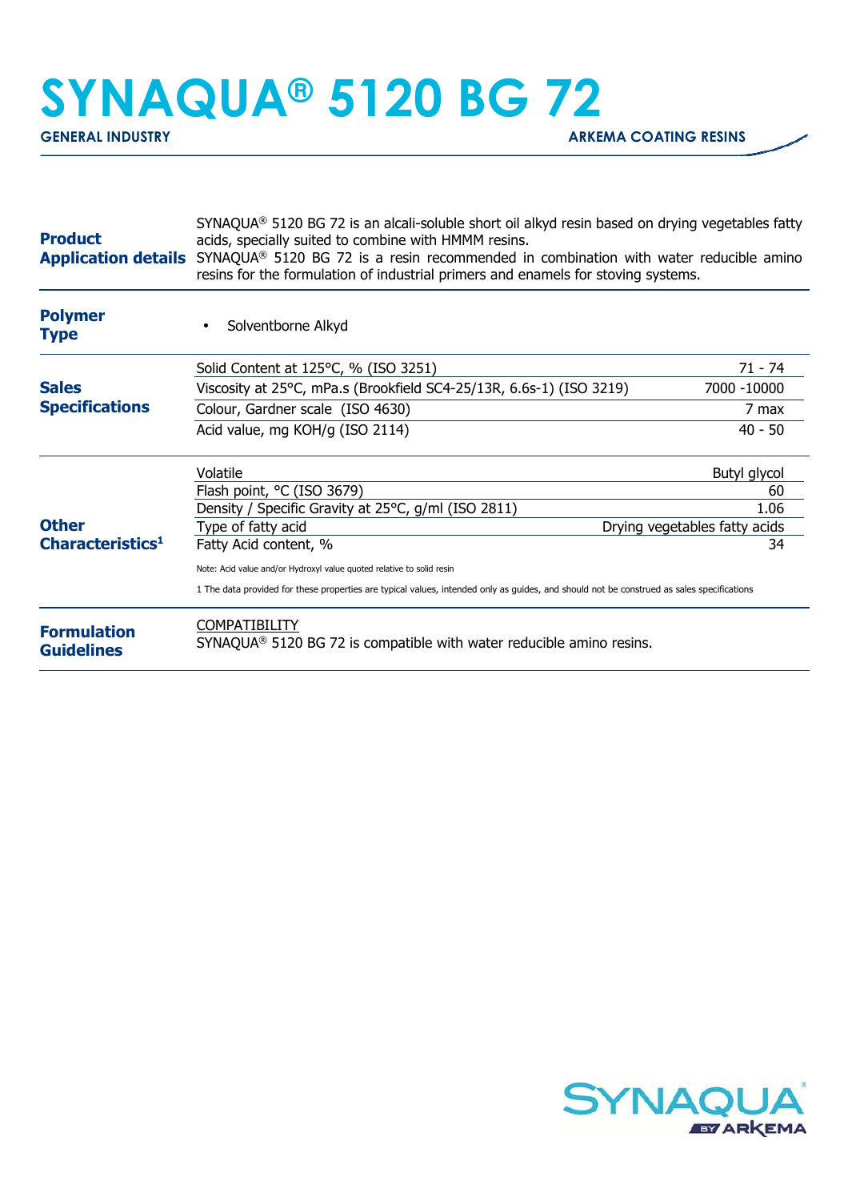# SYNAQUA® 5120 BG 72

**GENERAL INDUSTRY** — **ARKEMA COATING RESINS**

## Product Application details

SYNAQUA® 5120 BG 72 is an alkali-soluble short oil alkyd resin based on drying vegetables fatty acids, specially suited to combine with HMMM resins.
SYNAQUA® 5120 BG 72 is a resin recommended in combination with water reducible amino resins for the formulation of industrial primers and enamels for stoving systems.

## Polymer Type

- Solventborne Alkyd

## Sales Specifications

| Property | Value |
|---|---|
| Solid Content at 125°C, % (ISO 3251) | 71 - 74 |
| Viscosity at 25°C, mPa.s (Brookfield SC4-25/13R, 6.6s-1) (ISO 3219) | 7000 -10000 |
| Colour, Gardner scale (ISO 4630) | 7 max |
| Acid value, mg KOH/g (ISO 2114) | 40 - 50 |

## Other Characteristics[1]

| Property | Value |
|---|---|
| Volatile | Butyl glycol |
| Flash point, °C (ISO 3679) | 60 |
| Density / Specific Gravity at 25°C, g/ml (ISO 2811) | 1.06 |
| Type of fatty acid | Drying vegetables fatty acids |
| Fatty Acid content, % | 34 |

Note: Acid value and/or Hydroxyl value quoted relative to solid resin

1 The data provided for these properties are typical values, intended only as guides, and should not be construed as sales specifications

## Formulation Guidelines

COMPATIBILITY
SYNAQUA® 5120 BG 72 is compatible with water reducible amino resins.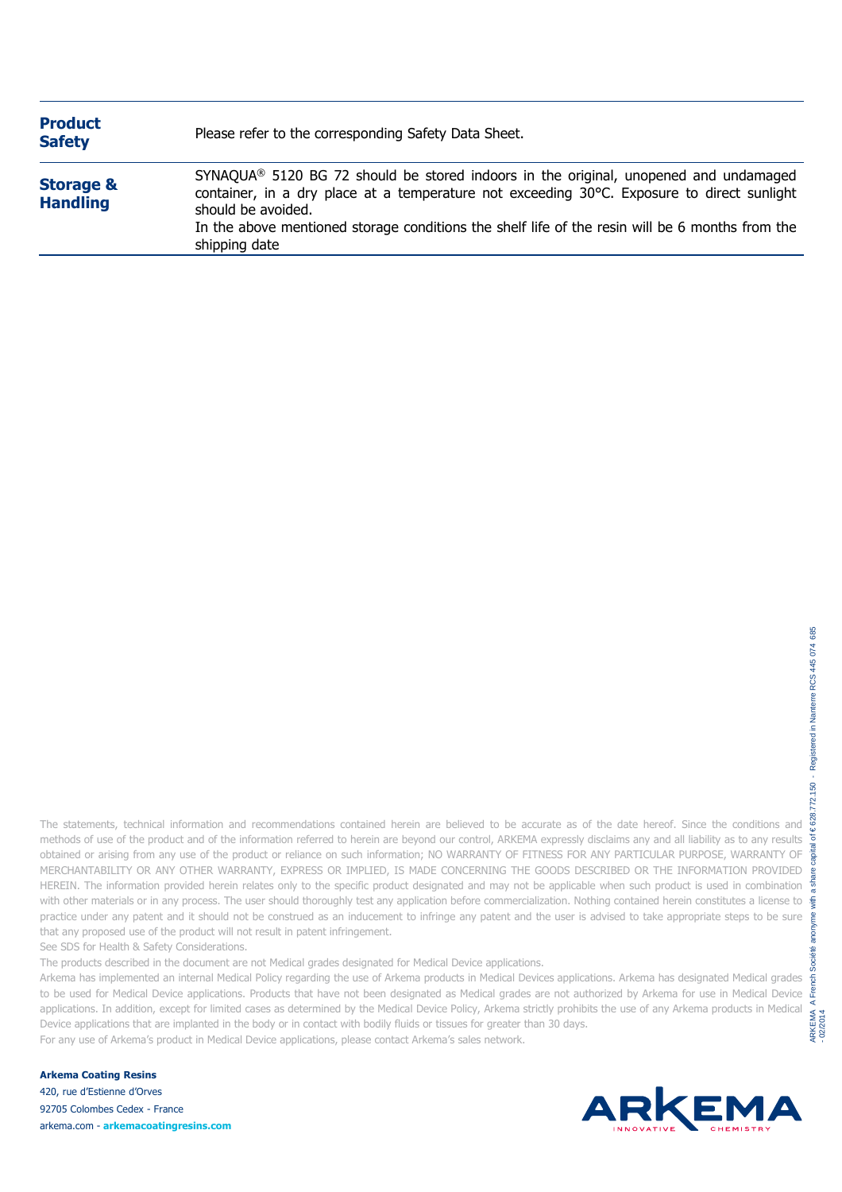| | |
|---|---|
| **Product Safety** | Please refer to the corresponding Safety Data Sheet. |
| **Storage & Handling** | SYNAQUA® 5120 BG 72 should be stored indoors in the original, unopened and undamaged container, in a dry place at a temperature not exceeding 30°C. Exposure to direct sunlight should be avoided.<br>In the above mentioned storage conditions the shelf life of the resin will be 6 months from the shipping date |

The statements, technical information and recommendations contained herein are believed to be accurate as of the date hereof. Since the conditions and methods of use of the product and of the information referred to herein are beyond our control, ARKEMA expressly disclaims any and all liability as to any results obtained or arising from any use of the product or reliance on such information; NO WARRANTY OF FITNESS FOR ANY PARTICULAR PURPOSE, WARRANTY OF MERCHANTABILITY OR ANY OTHER WARRANTY, EXPRESS OR IMPLIED, IS MADE CONCERNING THE GOODS DESCRIBED OR THE INFORMATION PROVIDED HEREIN. The information provided herein relates only to the specific product designated and may not be applicable when such product is used in combination with other materials or in any process. The user should thoroughly test any application before commercialization. Nothing contained herein constitutes a license to practice under any patent and it should not be construed as an inducement to infringe any patent and the user is advised to take appropriate steps to be sure that any proposed use of the product will not result in patent infringement.
See SDS for Health & Safety Considerations.

The products described in the document are not Medical grades designated for Medical Device applications.
Arkema has implemented an internal Medical Policy regarding the use of Arkema products in Medical Devices applications. Arkema has designated Medical grades to be used for Medical Device applications. Products that have not been designated as Medical grades are not authorized by Arkema for use in Medical Device applications. In addition, except for limited cases as determined by the Medical Device Policy, Arkema strictly prohibits the use of any Arkema products in Medical Device applications that are implanted in the body or in contact with bodily fluids or tissues for greater than 30 days.
For any use of Arkema's product in Medical Device applications, please contact Arkema's sales network.

ARKEMA A French Société anonyme with a share capital of € 628.772.150 - Registered in Nanterre RCS 445 074 685 - 02/2014

**Arkema Coating Resins**
420, rue d'Estienne d'Orves
92705 Colombes Cedex - France
arkema.com - **arkemacoatingresins.com**

ARKEMA INNOVATIVE CHEMISTRY